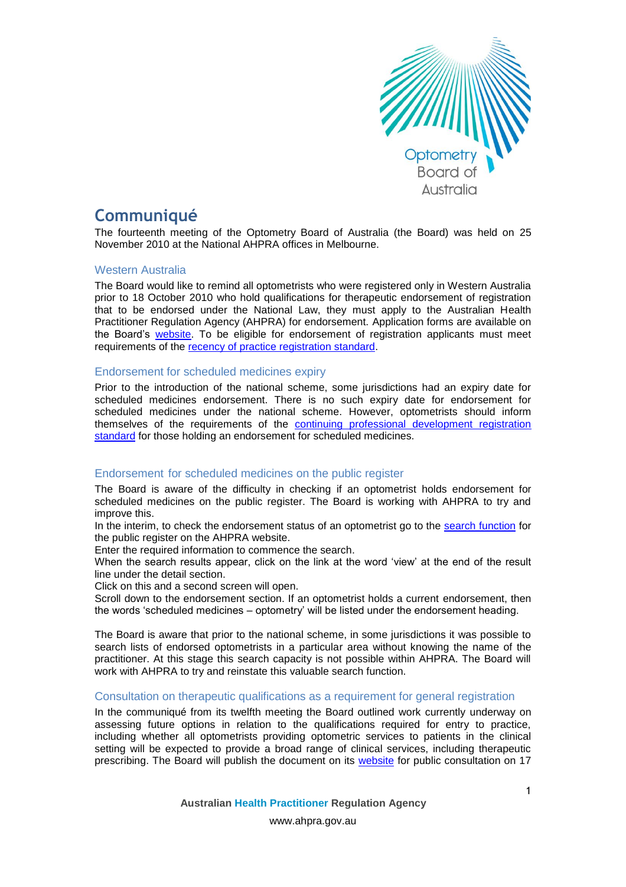# Communiqué

The fourteenth meeting of the Optometry Board of Australia (the Board) was held on 25 November 2010 at the National AHPRA offices in Melbourne.

## Western Australia

The Board would like to remind all optometrists who were registered only in Western Australia prior to 18 October 2010 who hold qualifications for therapeutic endorsement of registration that to be endorsed under the National Law, they must apply to the Australian Health Practitioner Regulation Agency (AHPRA) for endorsement. Application forms are available on the Board's website. To be eligible for endorsement of registration applicants must meet requirements of the recency of practice registration standard.

## Endorsement for scheduled medicines expiry

Prior to the introduction of the national scheme, some jurisdictions had an expiry date for scheduled medicines endorsement. There is no such expiry date for endorsement for scheduled medicines under the national scheme. However, optometrists should inform themselves of the requirements of the continuing professional development registration standard for those holding an endorsement for scheduled medicines.

## Endorsement for scheduled medicines on the public register

The Board is aware of the difficulty in checking if an optometrist holds endorsement for scheduled medicines on the public register. The Board is working with AHPRA to try and improve this.

In the interim, to check the endorsement status of an optometrist go to the search function for the public register on the AHPRA website.

Enter the required information to commence the search.

When the search results appear, click on the link at the word 'view' at the end of the result line under the detail section.

Click on this and a second screen will open.

Scroll down to the endorsement section. If an optometrist holds a current endorsement, then the words 'scheduled medicines – optometry' will be listed under the endorsement heading.

The Board is aware that prior to the national scheme, in some jurisdictions it was possible to search lists of endorsed optometrists in a particular area without knowing the name of the practitioner. At this stage this search capacity is not possible within AHPRA. The Board will work with AHPRA to try and reinstate this valuable search function.

## Consultation on therapeutic qualifications as a requirement for general registration

In the communiqué from its twelfth meeting the Board outlined work currently underway on assessing future options in relation to the qualifications required for entry to practice, including whether all optometrists providing optometric services to patients in the clinical setting will be expected to provide a broad range of clinical services, including therapeutic prescribing. The Board will publish the document on its website for public consultation on 17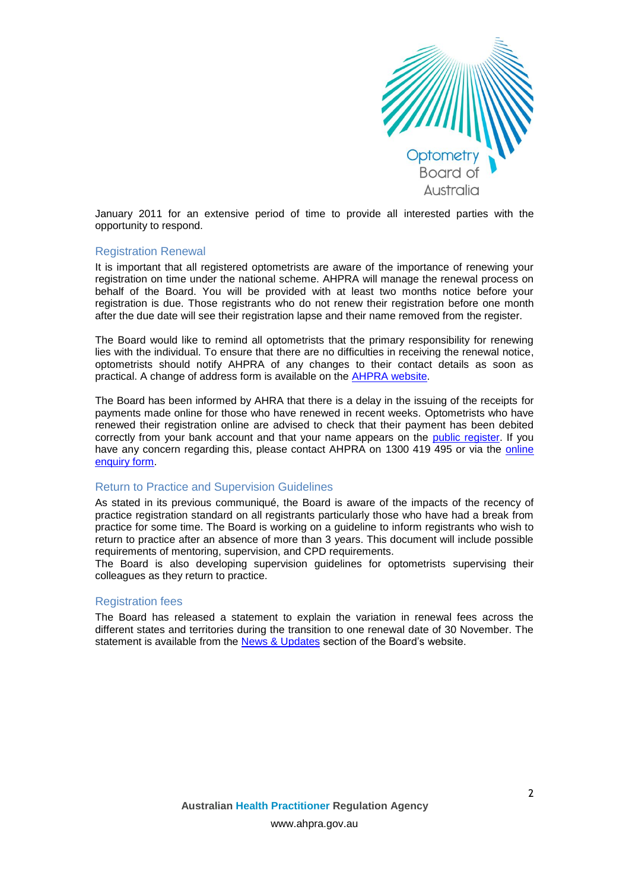January 2011 for an extensive period of time to provide all interested parties with the opportunity to respond.

## Registration Renewal

It is important that all registered optometrists are aware of the importance of renewing your registration on time under the national scheme. AHPRA will manage the renewal process on behalf of the Board. You will be provided with at least two months notice before your registration is due. Those registrants who do not renew their registration before one month after the due date will see their registration lapse and their name removed from the register.

The Board would like to remind all optometrists that the primary responsibility for renewing lies with the individual. To ensure that there are no difficulties in receiving the renewal notice, optometrists should notify AHPRA of any changes to their contact details as soon as practical. A change of address form is available on the AHPRA website.

The Board has been informed by AHRA that there is a delay in the issuing of the receipts for payments made online for those who have renewed in recent weeks. Optometrists who have renewed their registration online are advised to check that their payment has been debited correctly from your bank account and that your name appears on the public register. If you have any concern regarding this, please contact AHPRA on 1300 419 495 or via the online enquiry form.

## Return to Practice and Supervision Guidelines

As stated in its previous communiqué, the Board is aware of the impacts of the recency of practice registration standard on all registrants particularly those who have had a break from practice for some time. The Board is working on a guideline to inform registrants who wish to return to practice after an absence of more than 3 years. This document will include possible requirements of mentoring, supervision, and CPD requirements.
The Board is also developing supervision guidelines for optometrists supervising their colleagues as they return to practice.

## Registration fees

The Board has released a statement to explain the variation in renewal fees across the different states and territories during the transition to one renewal date of 30 November. The statement is available from the News & Updates section of the Board's website.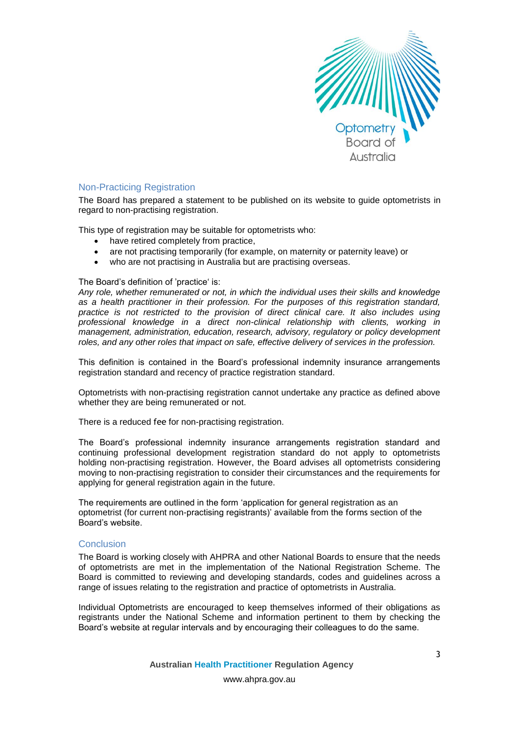## Non-Practicing Registration

The Board has prepared a statement to be published on its website to guide optometrists in regard to non-practising registration.

This type of registration may be suitable for optometrists who:

- have retired completely from practice,
- are not practising temporarily (for example, on maternity or paternity leave) or
- who are not practising in Australia but are practising overseas.

The Board's definition of 'practice' is:

*Any role, whether remunerated or not, in which the individual uses their skills and knowledge as a health practitioner in their profession. For the purposes of this registration standard, practice is not restricted to the provision of direct clinical care. It also includes using professional knowledge in a direct non-clinical relationship with clients, working in management, administration, education, research, advisory, regulatory or policy development roles, and any other roles that impact on safe, effective delivery of services in the profession.*

This definition is contained in the Board's professional indemnity insurance arrangements registration standard and recency of practice registration standard.

Optometrists with non-practising registration cannot undertake any practice as defined above whether they are being remunerated or not.

There is a reduced fee for non-practising registration.

The Board's professional indemnity insurance arrangements registration standard and continuing professional development registration standard do not apply to optometrists holding non-practising registration. However, the Board advises all optometrists considering moving to non-practising registration to consider their circumstances and the requirements for applying for general registration again in the future.

The requirements are outlined in the form 'application for general registration as an optometrist (for current non-practising registrants)' available from the forms section of the Board's website.

## Conclusion

The Board is working closely with AHPRA and other National Boards to ensure that the needs of optometrists are met in the implementation of the National Registration Scheme. The Board is committed to reviewing and developing standards, codes and guidelines across a range of issues relating to the registration and practice of optometrists in Australia.

Individual Optometrists are encouraged to keep themselves informed of their obligations as registrants under the National Scheme and information pertinent to them by checking the Board's website at regular intervals and by encouraging their colleagues to do the same.